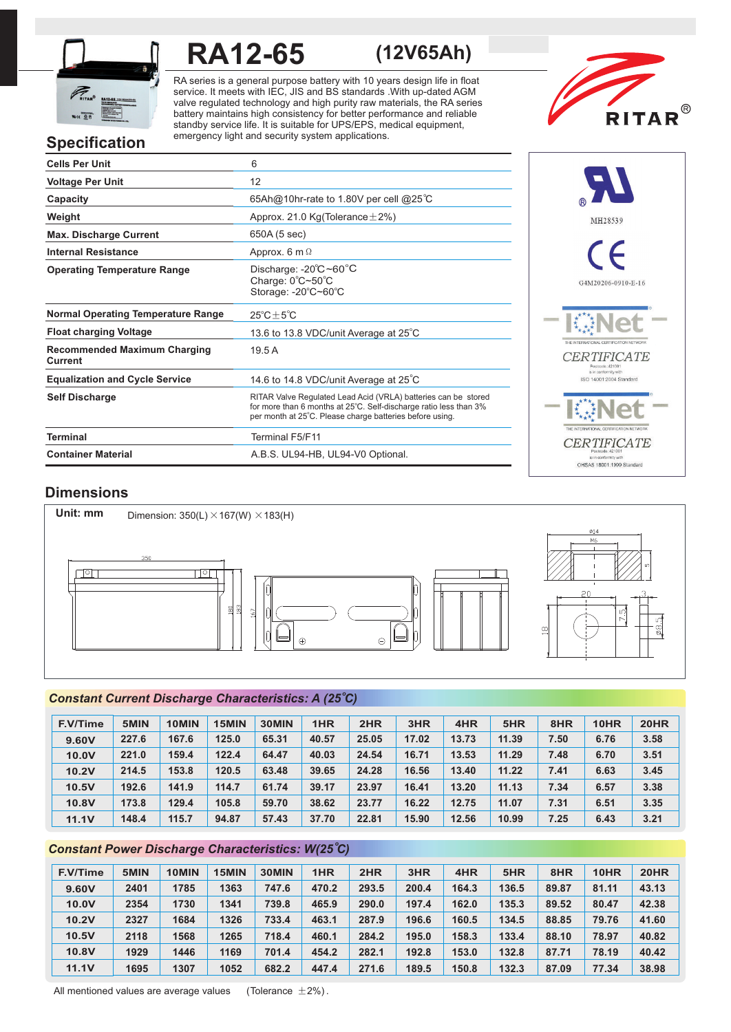# RA12-65 (12V65Ah)

RA series is a general purpose battery with 10 years design life in float service. It meets with IEC, JIS and BS standards .With up-dated AGM valve regulated technology and high purity raw materials, the RA series battery maintains high consistency for better performance and reliable standby service life. It is suitable for UPS/EPS, medical equipment, emergency light and security system applications.

RITAR®

## Specification

| | |
|---|---|
| **Cells Per Unit** | 6 |
| **Voltage Per Unit** | 12 |
| **Capacity** | 65Ah@10hr-rate to 1.80V per cell @25℃ |
| **Weight** | Approx. 21.0 Kg(Tolerance±2%) |
| **Max. Discharge Current** | 650A (5 sec) |
| **Internal Resistance** | Approx. 6 mΩ |
| **Operating Temperature Range** | Discharge: -20℃~60℃<br>Charge: 0℃~50℃<br>Storage: -20℃~60℃ |
| **Normal Operating Temperature Range** | 25℃±5℃ |
| **Float charging Voltage** | 13.6 to 13.8 VDC/unit Average at 25℃ |
| **Recommended Maximum Charging Current** | 19.5 A |
| **Equalization and Cycle Service** | 14.6 to 14.8 VDC/unit Average at 25℃ |
| **Self Discharge** | RITAR Valve Regulated Lead Acid (VRLA) batteries can be stored for more than 6 months at 25℃. Self-discharge ratio less than 3% per month at 25℃. Please charge batteries before using. |
| **Terminal** | Terminal F5/F11 |
| **Container Material** | A.B.S. UL94-HB, UL94-V0 Optional. |

MH28539

G4M20206-0910-E-16

IQNet CERTIFICATE — ISO 14001:2004 Standard

IQNet CERTIFICATE — OHSAS 18001:1999 Standard

## Dimensions

**Unit: mm** Dimension: 350(L)×167(W)×183(H)

## *Constant Current Discharge Characteristics: A (25℃)*

| F.V/Time | 5MIN | 10MIN | 15MIN | 30MIN | 1HR | 2HR | 3HR | 4HR | 5HR | 8HR | 10HR | 20HR |
|---|---|---|---|---|---|---|---|---|---|---|---|---|
| 9.60V | 227.6 | 167.6 | 125.0 | 65.31 | 40.57 | 25.05 | 17.02 | 13.73 | 11.39 | 7.50 | 6.76 | 3.58 |
| 10.0V | 221.0 | 159.4 | 122.4 | 64.47 | 40.03 | 24.54 | 16.71 | 13.53 | 11.29 | 7.48 | 6.70 | 3.51 |
| 10.2V | 214.5 | 153.8 | 120.5 | 63.48 | 39.65 | 24.28 | 16.56 | 13.40 | 11.22 | 7.41 | 6.63 | 3.45 |
| 10.5V | 192.6 | 141.9 | 114.7 | 61.74 | 39.17 | 23.97 | 16.41 | 13.20 | 11.13 | 7.34 | 6.57 | 3.38 |
| 10.8V | 173.8 | 129.4 | 105.8 | 59.70 | 38.62 | 23.77 | 16.22 | 12.75 | 11.07 | 7.31 | 6.51 | 3.35 |
| 11.1V | 148.4 | 115.7 | 94.87 | 57.43 | 37.70 | 22.81 | 15.90 | 12.56 | 10.99 | 7.25 | 6.43 | 3.21 |

## *Constant Power Discharge Characteristics: W(25℃)*

| F.V/Time | 5MIN | 10MIN | 15MIN | 30MIN | 1HR | 2HR | 3HR | 4HR | 5HR | 8HR | 10HR | 20HR |
|---|---|---|---|---|---|---|---|---|---|---|---|---|
| 9.60V | 2401 | 1785 | 1363 | 747.6 | 470.2 | 293.5 | 200.4 | 164.3 | 136.5 | 89.87 | 81.11 | 43.13 |
| 10.0V | 2354 | 1730 | 1341 | 739.8 | 465.9 | 290.0 | 197.4 | 162.0 | 135.3 | 89.52 | 80.47 | 42.38 |
| 10.2V | 2327 | 1684 | 1326 | 733.4 | 463.1 | 287.9 | 196.6 | 160.5 | 134.5 | 88.85 | 79.76 | 41.60 |
| 10.5V | 2118 | 1568 | 1265 | 718.4 | 460.1 | 284.2 | 195.0 | 158.3 | 133.4 | 88.10 | 78.97 | 40.82 |
| 10.8V | 1929 | 1446 | 1169 | 701.4 | 454.2 | 282.1 | 192.8 | 153.0 | 132.8 | 87.71 | 78.19 | 40.42 |
| 11.1V | 1695 | 1307 | 1052 | 682.2 | 447.4 | 271.6 | 189.5 | 150.8 | 132.3 | 87.09 | 77.34 | 38.98 |

All mentioned values are average values (Tolerance ±2%).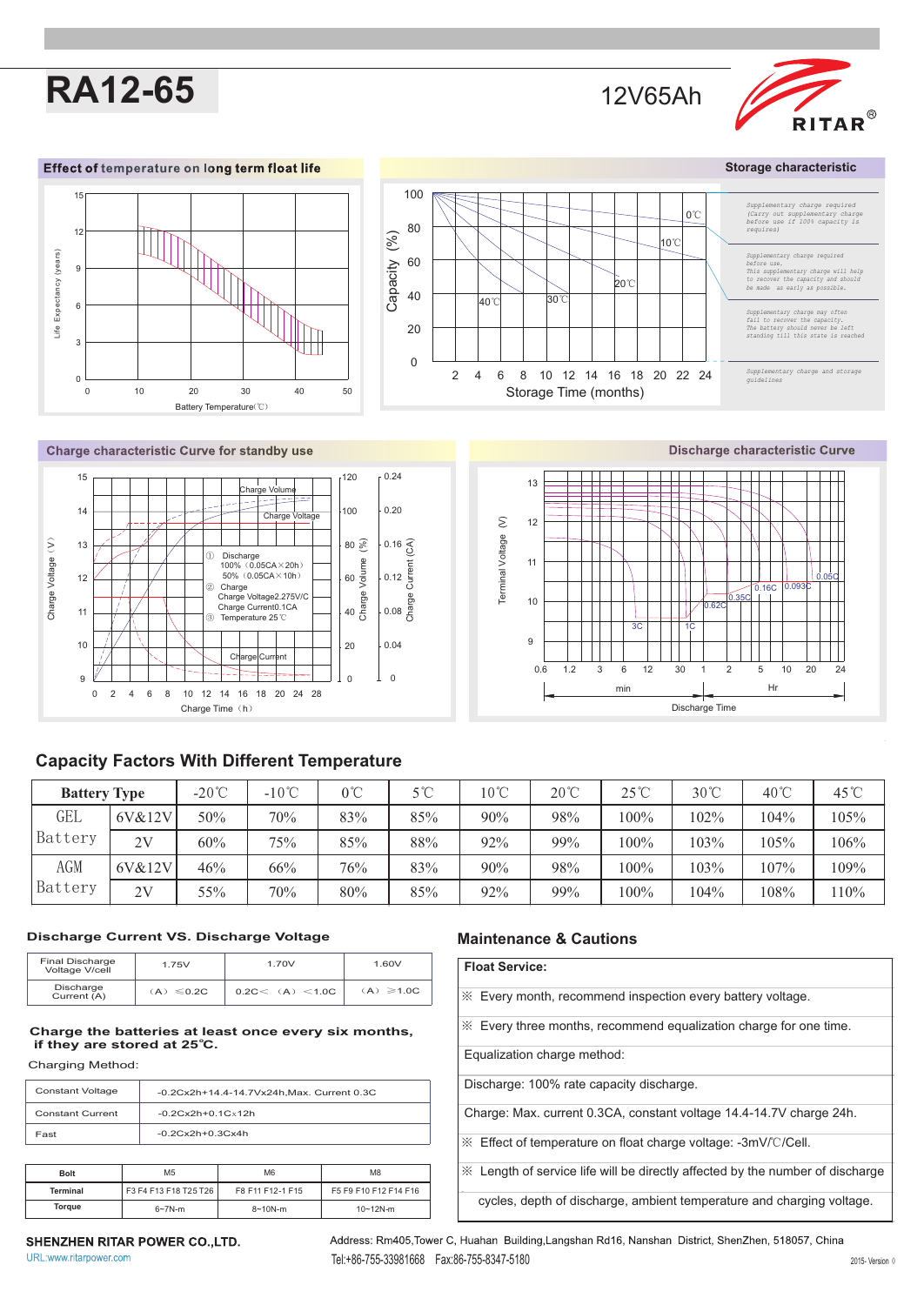# RA12-65

12V65Ah

RITAR®

## Effect of temperature on long term float life

Life Expectancy (years)

15
12
9
6
3
0

0 10 20 30 40 50

Battery Temperature(℃)

## Storage characteristic

Capacity (%)

100
80
60
40
20
0

2 4 6 8 10 12 14 16 18 20 22 24

Storage Time (months)

0℃
10℃
20℃
30℃
40℃

Supplementary charge required (Carry out supplementary charge before use if 100% capacity is required)

Supplementary charge required before use. This supplementary charge will help to recover the capacity and should be made as early as possible.

Supplementary charge may often fail to recover the capacity. The battery should never be left standing till this state is reached

Supplementary charge and storage guidelines

## Charge characteristic Curve for standby use

Charge Voltage (V)

15
14
13
12
11
10
9

Charge Volume (%)

120
100
80
60
40
20
0

Charge Current (CA)

0.24
0.20
0.16
0.12
0.08
0.04
0

0 2 4 6 8 10 12 14 16 18 20 24 28

Charge Time (h)

Charge Volume

Charge Voltage

Charge Current

① Discharge
100% (0.05CA×20h)
50% (0.05CA×10h)
② Charge
Charge Voltage2.275V/C
Charge Current0.1CA
③ Temperature 25℃

## Discharge characteristic Curve

Terminal Voltage (V)

13
12
11
10
9

0.6 1.2 3 6 12 30 1 2 5 10 20 24

min

Hr

Discharge Time

3C
1C
0.62C
0.35C
0.16C
0.093C
0.05C

## Capacity Factors With Different Temperature

| Battery Type | | -20℃ | -10℃ | 0℃ | 5℃ | 10℃ | 20℃ | 25℃ | 30℃ | 40℃ | 45℃ |
|---|---|---|---|---|---|---|---|---|---|---|---|
| GEL Battery | 6V&12V | 50% | 70% | 83% | 85% | 90% | 98% | 100% | 102% | 104% | 105% |
| | 2V | 60% | 75% | 85% | 88% | 92% | 99% | 100% | 103% | 105% | 106% |
| AGM Battery | 6V&12V | 46% | 66% | 76% | 83% | 90% | 98% | 100% | 103% | 107% | 109% |
| | 2V | 55% | 70% | 80% | 85% | 92% | 99% | 100% | 104% | 108% | 110% |

### Discharge Current VS. Discharge Voltage

| Final Discharge Voltage V/cell | 1.75V | 1.70V | 1.60V |
|---|---|---|---|
| Discharge Current (A) | (A) ≤0.2C | 0.2C< (A) <1.0C | (A) ≥1.0C |

**Charge the batteries at least once every six months, if they are stored at 25℃.**

Charging Method:

| | |
|---|---|
| Constant Voltage | -0.2Cx2h+14.4-14.7Vx24h,Max. Current 0.3C |
| Constant Current | -0.2Cx2h+0.1Cx12h |
| Fast | -0.2Cx2h+0.3Cx4h |

| Bolt | M5 | M6 | M8 |
|---|---|---|---|
| Terminal | F3 F4 F13 F18 T25 T26 | F8 F11 F12-1 F15 | F5 F9 F10 F12 F14 F16 |
| Torque | 6~7N-m | 8~10N-m | 10~12N-m |

### Maintenance & Cautions

**Float Service:**

※ Every month, recommend inspection every battery voltage.

※ Every three months, recommend equalization charge for one time.

Equalization charge method:

Discharge: 100% rate capacity discharge.

Charge: Max. current 0.3CA, constant voltage 14.4-14.7V charge 24h.

※ Effect of temperature on float charge voltage: -3mV/℃/Cell.

※ Length of service life will be directly affected by the number of discharge cycles, depth of discharge, ambient temperature and charging voltage.

**SHENZHEN RITAR POWER CO.,LTD.**

URL:www.ritarpower.com

Address: Rm405,Tower C, Huahan Building,Langshan Rd16, Nanshan District, ShenZhen, 518057, China

Tel:+86-755-33981668 Fax:86-755-8347-5180

2015- Version 0